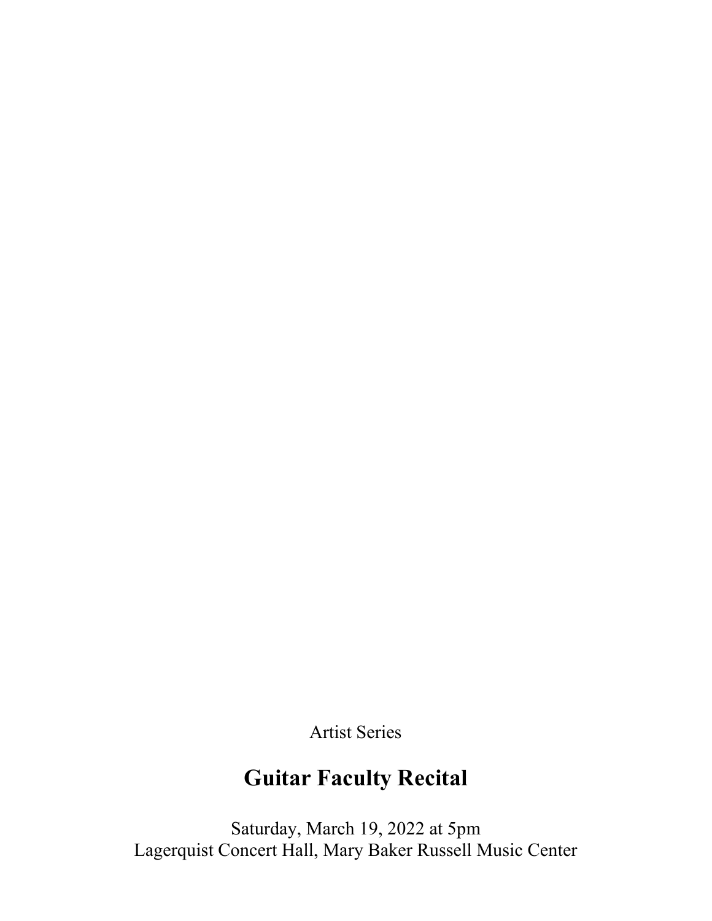Artist Series

# Guitar Faculty Recital

Saturday, March 19, 2022 at 5pm
Lagerquist Concert Hall, Mary Baker Russell Music Center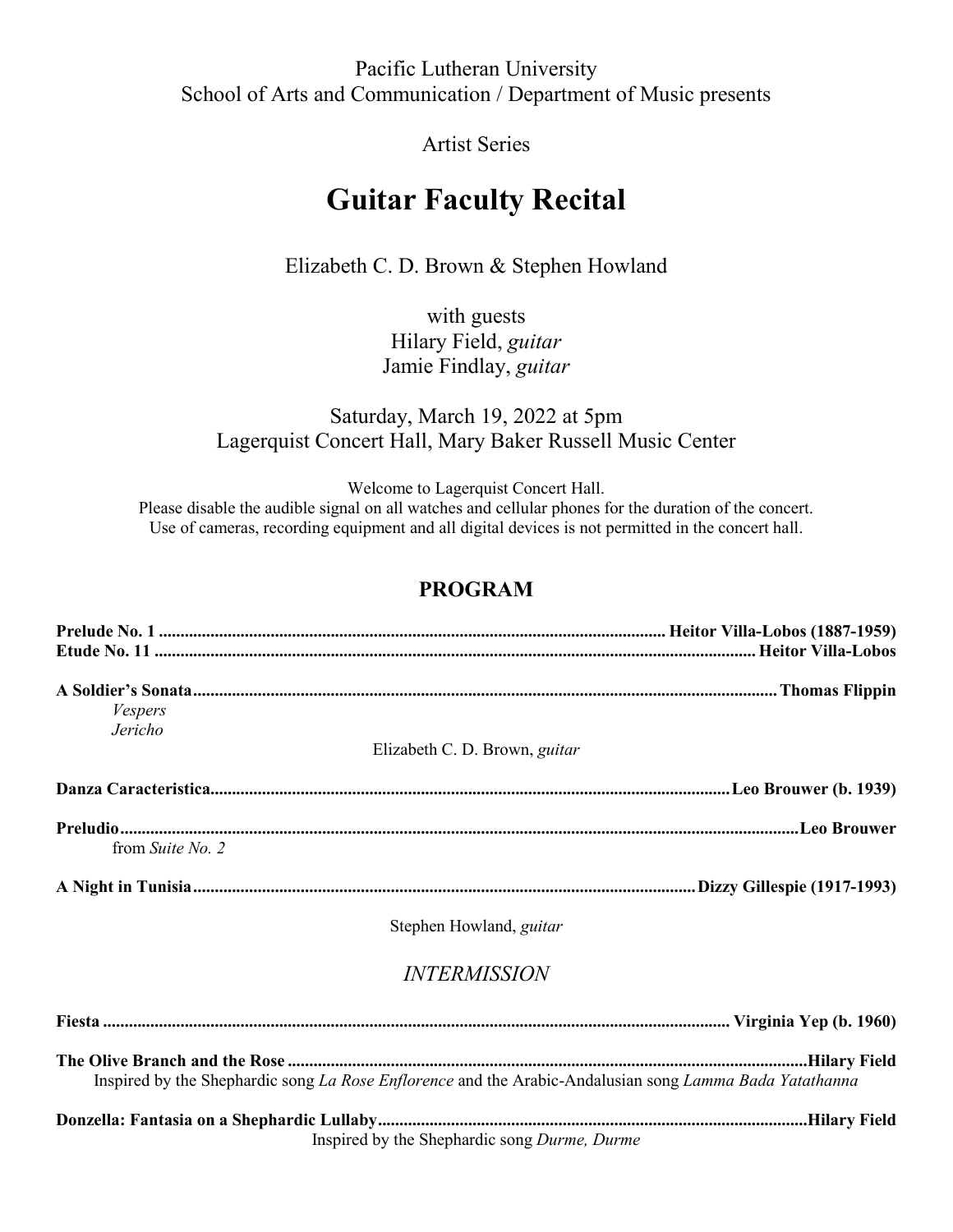Pacific Lutheran University
School of Arts and Communication / Department of Music presents

Artist Series

# Guitar Faculty Recital

Elizabeth C. D. Brown & Stephen Howland

with guests
Hilary Field, *guitar*
Jamie Findlay, *guitar*

Saturday, March 19, 2022 at 5pm
Lagerquist Concert Hall, Mary Baker Russell Music Center

Welcome to Lagerquist Concert Hall.
Please disable the audible signal on all watches and cellular phones for the duration of the concert.
Use of cameras, recording equipment and all digital devices is not permitted in the concert hall.

## PROGRAM

**Prelude No. 1 ..................... Heitor Villa-Lobos (1887-1959)**
**Etude No. 11 ..................... Heitor Villa-Lobos**

**A Soldier's Sonata..................... Thomas Flippin**
*Vespers*
*Jericho*

Elizabeth C. D. Brown, *guitar*

**Danza Caracteristica..................... Leo Brouwer (b. 1939)**

**Preludio..................... Leo Brouwer**
from *Suite No. 2*

**A Night in Tunisia..................... Dizzy Gillespie (1917-1993)**

Stephen Howland, *guitar*

*INTERMISSION*

**Fiesta ..................... Virginia Yep (b. 1960)**

**The Olive Branch and the Rose ..................... Hilary Field**
Inspired by the Shephardic song *La Rose Enflorence* and the Arabic-Andalusian song *Lamma Bada Yatathanna*

**Donzella: Fantasia on a Shephardic Lullaby..................... Hilary Field**
Inspired by the Shephardic song *Durme, Durme*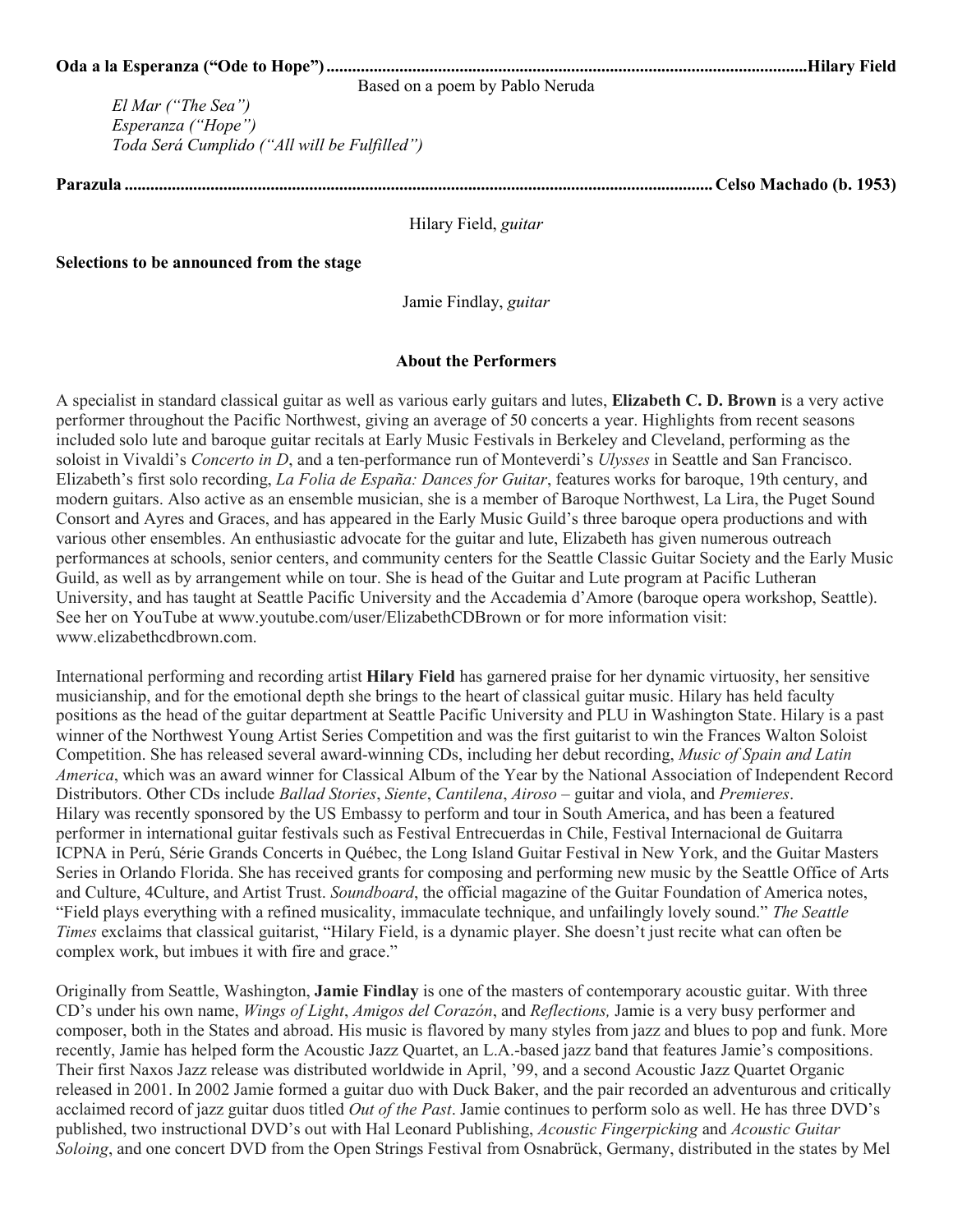**Oda a la Esperanza ("Ode to Hope")** ........................................................ **Hilary Field**

Based on a poem by Pablo Neruda

*El Mar ("The Sea")*
*Esperanza ("Hope")*
*Toda Será Cumplido ("All will be Fulfilled")*

**Parazula** ........................................................ **Celso Machado (b. 1953)**

Hilary Field, *guitar*

**Selections to be announced from the stage**

Jamie Findlay, *guitar*

**About the Performers**

A specialist in standard classical guitar as well as various early guitars and lutes, **Elizabeth C. D. Brown** is a very active performer throughout the Pacific Northwest, giving an average of 50 concerts a year. Highlights from recent seasons included solo lute and baroque guitar recitals at Early Music Festivals in Berkeley and Cleveland, performing as the soloist in Vivaldi's *Concerto in D*, and a ten-performance run of Monteverdi's *Ulysses* in Seattle and San Francisco. Elizabeth's first solo recording, *La Folia de España: Dances for Guitar*, features works for baroque, 19th century, and modern guitars. Also active as an ensemble musician, she is a member of Baroque Northwest, La Lira, the Puget Sound Consort and Ayres and Graces, and has appeared in the Early Music Guild's three baroque opera productions and with various other ensembles. An enthusiastic advocate for the guitar and lute, Elizabeth has given numerous outreach performances at schools, senior centers, and community centers for the Seattle Classic Guitar Society and the Early Music Guild, as well as by arrangement while on tour. She is head of the Guitar and Lute program at Pacific Lutheran University, and has taught at Seattle Pacific University and the Accademia d'Amore (baroque opera workshop, Seattle). See her on YouTube at www.youtube.com/user/ElizabethCDBrown or for more information visit: www.elizabethcdbrown.com.

International performing and recording artist **Hilary Field** has garnered praise for her dynamic virtuosity, her sensitive musicianship, and for the emotional depth she brings to the heart of classical guitar music. Hilary has held faculty positions as the head of the guitar department at Seattle Pacific University and PLU in Washington State. Hilary is a past winner of the Northwest Young Artist Series Competition and was the first guitarist to win the Frances Walton Soloist Competition. She has released several award-winning CDs, including her debut recording, *Music of Spain and Latin America*, which was an award winner for Classical Album of the Year by the National Association of Independent Record Distributors. Other CDs include *Ballad Stories*, *Siente*, *Cantilena*, *Airoso* – guitar and viola, and *Premieres*. Hilary was recently sponsored by the US Embassy to perform and tour in South America, and has been a featured performer in international guitar festivals such as Festival Entrecuerdas in Chile, Festival Internacional de Guitarra ICPNA in Perú, Série Grands Concerts in Québec, the Long Island Guitar Festival in New York, and the Guitar Masters Series in Orlando Florida. She has received grants for composing and performing new music by the Seattle Office of Arts and Culture, 4Culture, and Artist Trust. *Soundboard*, the official magazine of the Guitar Foundation of America notes, "Field plays everything with a refined musicality, immaculate technique, and unfailingly lovely sound." *The Seattle Times* exclaims that classical guitarist, "Hilary Field, is a dynamic player. She doesn't just recite what can often be complex work, but imbues it with fire and grace."

Originally from Seattle, Washington, **Jamie Findlay** is one of the masters of contemporary acoustic guitar. With three CD's under his own name, *Wings of Light*, *Amigos del Corazón*, and *Reflections,* Jamie is a very busy performer and composer, both in the States and abroad. His music is flavored by many styles from jazz and blues to pop and funk. More recently, Jamie has helped form the Acoustic Jazz Quartet, an L.A.-based jazz band that features Jamie's compositions. Their first Naxos Jazz release was distributed worldwide in April, '99, and a second Acoustic Jazz Quartet Organic released in 2001. In 2002 Jamie formed a guitar duo with Duck Baker, and the pair recorded an adventurous and critically acclaimed record of jazz guitar duos titled *Out of the Past*. Jamie continues to perform solo as well. He has three DVD's published, two instructional DVD's out with Hal Leonard Publishing, *Acoustic Fingerpicking* and *Acoustic Guitar Soloing*, and one concert DVD from the Open Strings Festival from Osnabrück, Germany, distributed in the states by Mel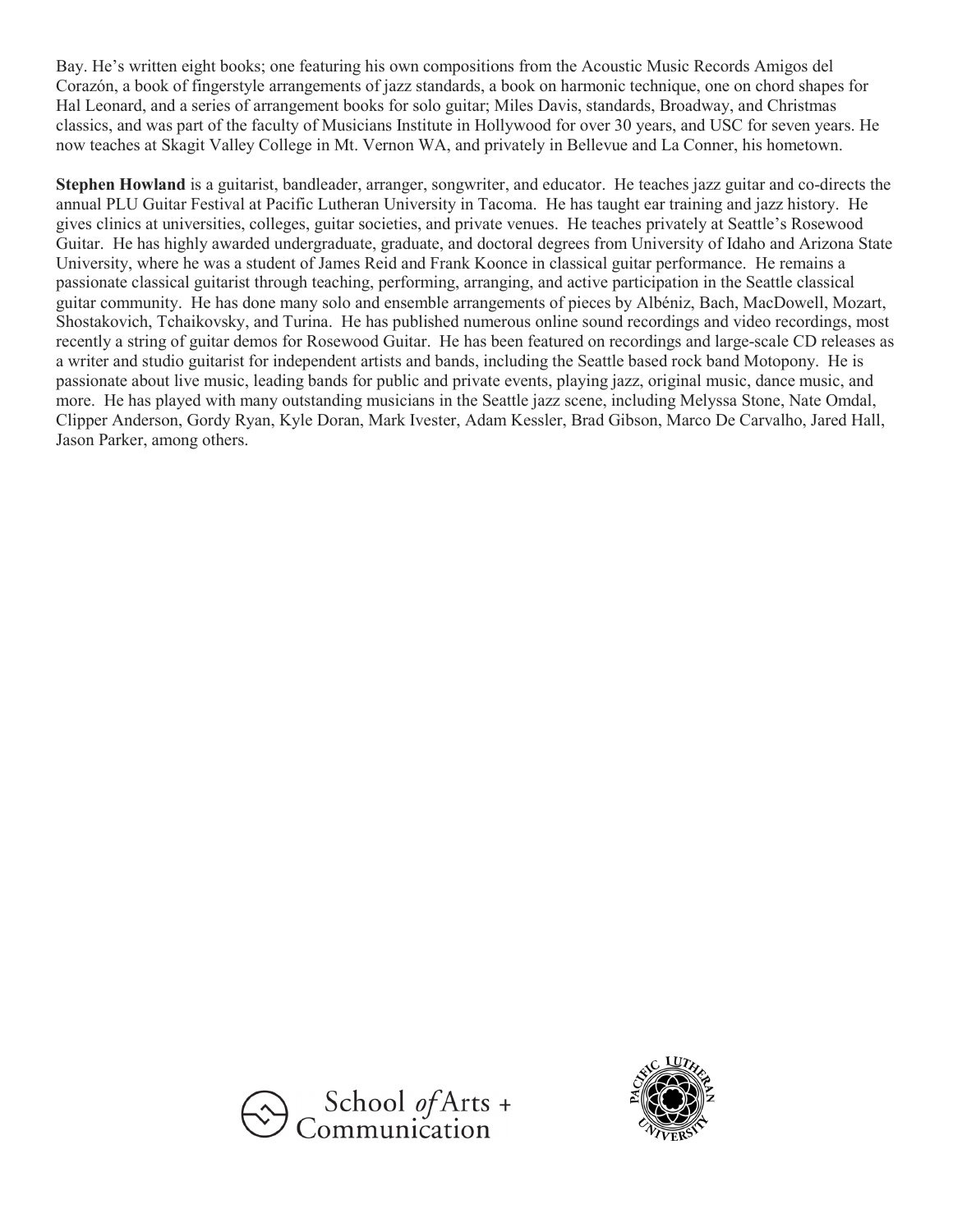Bay. He's written eight books; one featuring his own compositions from the Acoustic Music Records Amigos del Corazón, a book of fingerstyle arrangements of jazz standards, a book on harmonic technique, one on chord shapes for Hal Leonard, and a series of arrangement books for solo guitar; Miles Davis, standards, Broadway, and Christmas classics, and was part of the faculty of Musicians Institute in Hollywood for over 30 years, and USC for seven years. He now teaches at Skagit Valley College in Mt. Vernon WA, and privately in Bellevue and La Conner, his hometown.

**Stephen Howland** is a guitarist, bandleader, arranger, songwriter, and educator. He teaches jazz guitar and co-directs the annual PLU Guitar Festival at Pacific Lutheran University in Tacoma. He has taught ear training and jazz history. He gives clinics at universities, colleges, guitar societies, and private venues. He teaches privately at Seattle's Rosewood Guitar. He has highly awarded undergraduate, graduate, and doctoral degrees from University of Idaho and Arizona State University, where he was a student of James Reid and Frank Koonce in classical guitar performance. He remains a passionate classical guitarist through teaching, performing, arranging, and active participation in the Seattle classical guitar community. He has done many solo and ensemble arrangements of pieces by Albéniz, Bach, MacDowell, Mozart, Shostakovich, Tchaikovsky, and Turina. He has published numerous online sound recordings and video recordings, most recently a string of guitar demos for Rosewood Guitar. He has been featured on recordings and large-scale CD releases as a writer and studio guitarist for independent artists and bands, including the Seattle based rock band Motopony. He is passionate about live music, leading bands for public and private events, playing jazz, original music, dance music, and more. He has played with many outstanding musicians in the Seattle jazz scene, including Melyssa Stone, Nate Omdal, Clipper Anderson, Gordy Ryan, Kyle Doran, Mark Ivester, Adam Kessler, Brad Gibson, Marco De Carvalho, Jared Hall, Jason Parker, among others.

School *of* Arts + Communication

Pacific Lutheran University